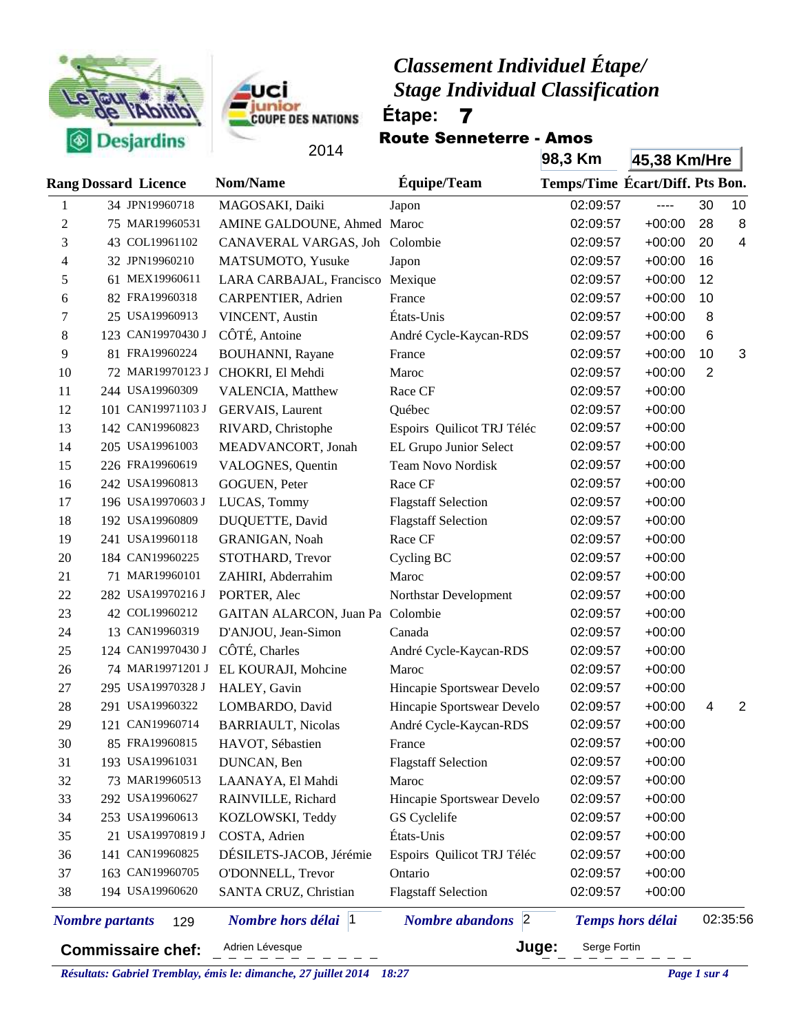# Classement Individuel Étape/ Stage Individual Classification

Le Tour de l'Abitibi Desjardins

UCI junior COUPE DES NATIONS 2014

**Étape: 7**

**Route Senneterre - Amos**

**98,3 Km** | **45,38 Km/Hre**

| Rang | Dossard | Licence | Nom/Name | Équipe/Team | Temps/Time | Écart/Diff. | Pts | Bon. |
|---|---|---|---|---|---|---|---|---|
| 1 | 34 | JPN19960718 | MAGOSAKI, Daiki | Japon | 02:09:57 | ---- | 30 | 10 |
| 2 | 75 | MAR19960531 | AMINE GALDOUNE, Ahmed | Maroc | 02:09:57 | +00:00 | 28 | 8 |
| 3 | 43 | COL19961102 | CANAVERAL VARGAS, Joh | Colombie | 02:09:57 | +00:00 | 20 | 4 |
| 4 | 32 | JPN19960210 | MATSUMOTO, Yusuke | Japon | 02:09:57 | +00:00 | 16 | |
| 5 | 61 | MEX19960611 | LARA CARBAJAL, Francisco | Mexique | 02:09:57 | +00:00 | 12 | |
| 6 | 82 | FRA19960318 | CARPENTIER, Adrien | France | 02:09:57 | +00:00 | 10 | |
| 7 | 25 | USA19960913 | VINCENT, Austin | États-Unis | 02:09:57 | +00:00 | 8 | |
| 8 | 123 | CAN19970430 J | CÔTÉ, Antoine | André Cycle-Kaycan-RDS | 02:09:57 | +00:00 | 6 | |
| 9 | 81 | FRA19960224 | BOUHANNI, Rayane | France | 02:09:57 | +00:00 | 10 | 3 |
| 10 | 72 | MAR19970123 J | CHOKRI, El Mehdi | Maroc | 02:09:57 | +00:00 | 2 | |
| 11 | 244 | USA19960309 | VALENCIA, Matthew | Race CF | 02:09:57 | +00:00 | | |
| 12 | 101 | CAN19971103 J | GERVAIS, Laurent | Québec | 02:09:57 | +00:00 | | |
| 13 | 142 | CAN19960823 | RIVARD, Christophe | Espoirs Quilicot TRJ Téléc | 02:09:57 | +00:00 | | |
| 14 | 205 | USA19961003 | MEADVANCORT, Jonah | EL Grupo Junior Select | 02:09:57 | +00:00 | | |
| 15 | 226 | FRA19960619 | VALOGNES, Quentin | Team Novo Nordisk | 02:09:57 | +00:00 | | |
| 16 | 242 | USA19960813 | GOGUEN, Peter | Race CF | 02:09:57 | +00:00 | | |
| 17 | 196 | USA19970603 J | LUCAS, Tommy | Flagstaff Selection | 02:09:57 | +00:00 | | |
| 18 | 192 | USA19960809 | DUQUETTE, David | Flagstaff Selection | 02:09:57 | +00:00 | | |
| 19 | 241 | USA19960118 | GRANIGAN, Noah | Race CF | 02:09:57 | +00:00 | | |
| 20 | 184 | CAN19960225 | STOTHARD, Trevor | Cycling BC | 02:09:57 | +00:00 | | |
| 21 | 71 | MAR19960101 | ZAHIRI, Abderrahim | Maroc | 02:09:57 | +00:00 | | |
| 22 | 282 | USA19970216 J | PORTER, Alec | Northstar Development | 02:09:57 | +00:00 | | |
| 23 | 42 | COL19960212 | GAITAN ALARCON, Juan Pa | Colombie | 02:09:57 | +00:00 | | |
| 24 | 13 | CAN19960319 | D'ANJOU, Jean-Simon | Canada | 02:09:57 | +00:00 | | |
| 25 | 124 | CAN19970430 J | CÔTÉ, Charles | André Cycle-Kaycan-RDS | 02:09:57 | +00:00 | | |
| 26 | 74 | MAR19971201 J | EL KOURAJI, Mohcine | Maroc | 02:09:57 | +00:00 | | |
| 27 | 295 | USA19970328 J | HALEY, Gavin | Hincapie Sportswear Develo | 02:09:57 | +00:00 | | |
| 28 | 291 | USA19960322 | LOMBARDO, David | Hincapie Sportswear Develo | 02:09:57 | +00:00 | 4 | 2 |
| 29 | 121 | CAN19960714 | BARRIAULT, Nicolas | André Cycle-Kaycan-RDS | 02:09:57 | +00:00 | | |
| 30 | 85 | FRA19960815 | HAVOT, Sébastien | France | 02:09:57 | +00:00 | | |
| 31 | 193 | USA19961031 | DUNCAN, Ben | Flagstaff Selection | 02:09:57 | +00:00 | | |
| 32 | 73 | MAR19960513 | LAANAYA, El Mahdi | Maroc | 02:09:57 | +00:00 | | |
| 33 | 292 | USA19960627 | RAINVILLE, Richard | Hincapie Sportswear Develo | 02:09:57 | +00:00 | | |
| 34 | 253 | USA19960613 | KOZLOWSKI, Teddy | GS Cyclelife | 02:09:57 | +00:00 | | |
| 35 | 21 | USA19970819 J | COSTA, Adrien | États-Unis | 02:09:57 | +00:00 | | |
| 36 | 141 | CAN19960825 | DÉSILETS-JACOB, Jérémie | Espoirs Quilicot TRJ Téléc | 02:09:57 | +00:00 | | |
| 37 | 163 | CAN19960705 | O'DONNELL, Trevor | Ontario | 02:09:57 | +00:00 | | |
| 38 | 194 | USA19960620 | SANTA CRUZ, Christian | Flagstaff Selection | 02:09:57 | +00:00 | | |

***Nombre partants*** 129 ***Nombre hors délai*** 1 ***Nombre abandons*** 2 ***Temps hors délai*** 02:35:56

**Commissaire chef:** Adrien Lévesque **Juge:** Serge Fortin

***Résultats: Gabriel Tremblay, émis le: dimanche, 27 juillet 2014 18:27***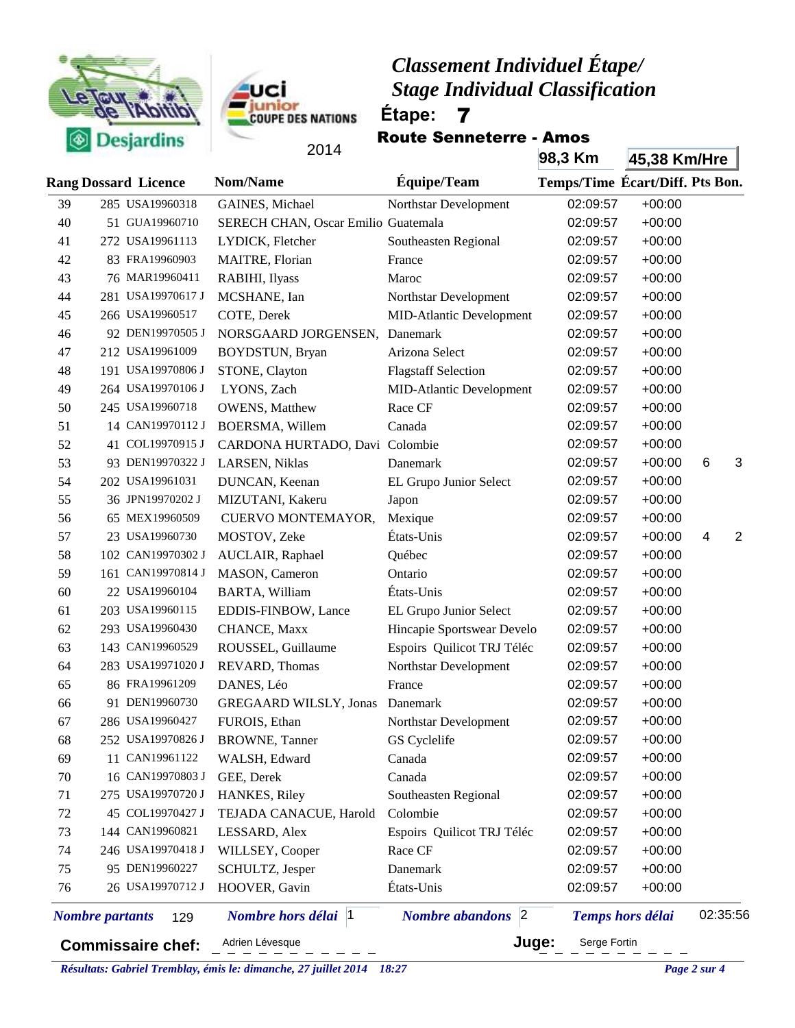# Classement Individuel Étape/ Stage Individual Classification

**Étape: 7**

**Route Senneterre - Amos**

2014

**98,3 Km** | **45,38 Km/Hre**

| Rang | Dossard | Licence | Nom/Name | Équipe/Team | Temps/Time | Écart/Diff. | Pts | Bon. |
|---|---|---|---|---|---|---|---|---|
| 39 | 285 | USA19960318 | GAINES, Michael | Northstar Development | 02:09:57 | +00:00 | | |
| 40 | 51 | GUA19960710 | SERECH CHAN, Oscar Emilio | Guatemala | 02:09:57 | +00:00 | | |
| 41 | 272 | USA19961113 | LYDICK, Fletcher | Southeasten Regional | 02:09:57 | +00:00 | | |
| 42 | 83 | FRA19960903 | MAITRE, Florian | France | 02:09:57 | +00:00 | | |
| 43 | 76 | MAR19960411 | RABIHI, Ilyass | Maroc | 02:09:57 | +00:00 | | |
| 44 | 281 | USA19970617 J | MCSHANE, Ian | Northstar Development | 02:09:57 | +00:00 | | |
| 45 | 266 | USA19960517 | COTE, Derek | MID-Atlantic Development | 02:09:57 | +00:00 | | |
| 46 | 92 | DEN19970505 J | NORSGAARD JORGENSEN, | Danemark | 02:09:57 | +00:00 | | |
| 47 | 212 | USA19961009 | BOYDSTUN, Bryan | Arizona Select | 02:09:57 | +00:00 | | |
| 48 | 191 | USA19970806 J | STONE, Clayton | Flagstaff Selection | 02:09:57 | +00:00 | | |
| 49 | 264 | USA19970106 J | LYONS, Zach | MID-Atlantic Development | 02:09:57 | +00:00 | | |
| 50 | 245 | USA19960718 | OWENS, Matthew | Race CF | 02:09:57 | +00:00 | | |
| 51 | 14 | CAN19970112 J | BOERSMA, Willem | Canada | 02:09:57 | +00:00 | | |
| 52 | 41 | COL19970915 J | CARDONA HURTADO, Davi | Colombie | 02:09:57 | +00:00 | | |
| 53 | 93 | DEN19970322 J | LARSEN, Niklas | Danemark | 02:09:57 | +00:00 | 6 | 3 |
| 54 | 202 | USA19961031 | DUNCAN, Keenan | EL Grupo Junior Select | 02:09:57 | +00:00 | | |
| 55 | 36 | JPN19970202 J | MIZUTANI, Kakeru | Japon | 02:09:57 | +00:00 | | |
| 56 | 65 | MEX19960509 | CUERVO MONTEMAYOR, | Mexique | 02:09:57 | +00:00 | | |
| 57 | 23 | USA19960730 | MOSTOV, Zeke | États-Unis | 02:09:57 | +00:00 | 4 | 2 |
| 58 | 102 | CAN19970302 J | AUCLAIR, Raphael | Québec | 02:09:57 | +00:00 | | |
| 59 | 161 | CAN19970814 J | MASON, Cameron | Ontario | 02:09:57 | +00:00 | | |
| 60 | 22 | USA19960104 | BARTA, William | États-Unis | 02:09:57 | +00:00 | | |
| 61 | 203 | USA19960115 | EDDIS-FINBOW, Lance | EL Grupo Junior Select | 02:09:57 | +00:00 | | |
| 62 | 293 | USA19960430 | CHANCE, Maxx | Hincapie Sportswear Develo | 02:09:57 | +00:00 | | |
| 63 | 143 | CAN19960529 | ROUSSEL, Guillaume | Espoirs Quilicot TRJ Téléc | 02:09:57 | +00:00 | | |
| 64 | 283 | USA19971020 J | REVARD, Thomas | Northstar Development | 02:09:57 | +00:00 | | |
| 65 | 86 | FRA19961209 | DANES, Léo | France | 02:09:57 | +00:00 | | |
| 66 | 91 | DEN19960730 | GREGAARD WILSLY, Jonas | Danemark | 02:09:57 | +00:00 | | |
| 67 | 286 | USA19960427 | FUROIS, Ethan | Northstar Development | 02:09:57 | +00:00 | | |
| 68 | 252 | USA19970826 J | BROWNE, Tanner | GS Cyclelife | 02:09:57 | +00:00 | | |
| 69 | 11 | CAN19961122 | WALSH, Edward | Canada | 02:09:57 | +00:00 | | |
| 70 | 16 | CAN19970803 J | GEE, Derek | Canada | 02:09:57 | +00:00 | | |
| 71 | 275 | USA19970720 J | HANKES, Riley | Southeasten Regional | 02:09:57 | +00:00 | | |
| 72 | 45 | COL19970427 J | TEJADA CANACUE, Harold | Colombie | 02:09:57 | +00:00 | | |
| 73 | 144 | CAN19960821 | LESSARD, Alex | Espoirs Quilicot TRJ Téléc | 02:09:57 | +00:00 | | |
| 74 | 246 | USA19970418 J | WILLSEY, Cooper | Race CF | 02:09:57 | +00:00 | | |
| 75 | 95 | DEN19960227 | SCHULTZ, Jesper | Danemark | 02:09:57 | +00:00 | | |
| 76 | 26 | USA19970712 J | HOOVER, Gavin | États-Unis | 02:09:57 | +00:00 | | |

*Nombre partants* 129 | *Nombre hors délai* 1 | *Nombre abandons* 2 | *Temps hors délai* 02:35:56

**Commissaire chef:** Adrien Lévesque **Juge:** Serge Fortin

*Résultats: Gabriel Tremblay, émis le: dimanche, 27 juillet 2014 18:27*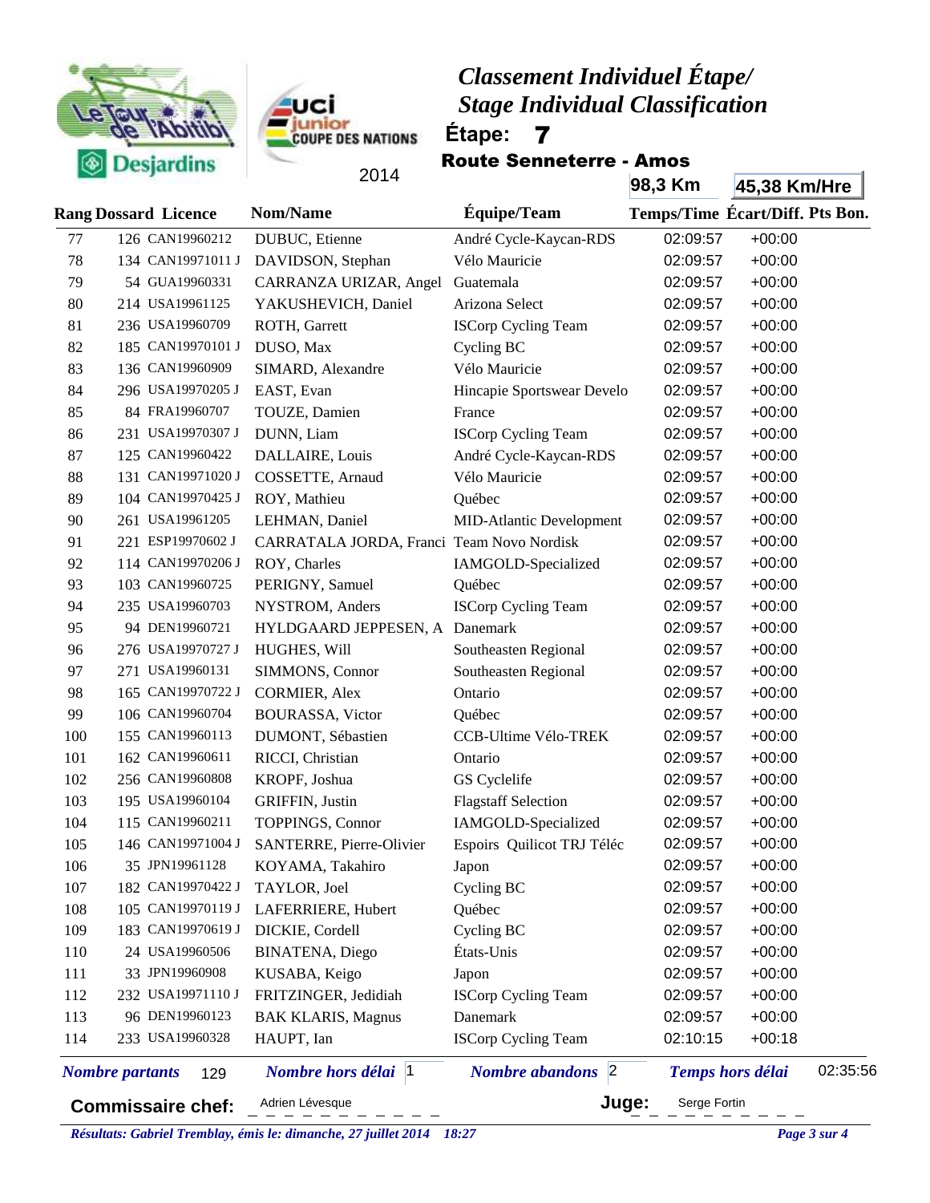# Classement Individuel Étape/ Stage Individual Classification

**Étape: 7**

**Route Senneterre - Amos**

2014

**98,3 Km** | **45,38 Km/Hre**

| Rang | Dossard | Licence | Nom/Name | Équipe/Team | Temps/Time | Écart/Diff. | Pts Bon. |
|---|---|---|---|---|---|---|---|
| 77 | 126 | CAN19960212 | DUBUC, Etienne | André Cycle-Kaycan-RDS | 02:09:57 | +00:00 | |
| 78 | 134 | CAN19971011 J | DAVIDSON, Stephan | Vélo Mauricie | 02:09:57 | +00:00 | |
| 79 | 54 | GUA19960331 | CARRANZA URIZAR, Angel | Guatemala | 02:09:57 | +00:00 | |
| 80 | 214 | USA19961125 | YAKUSHEVICH, Daniel | Arizona Select | 02:09:57 | +00:00 | |
| 81 | 236 | USA19960709 | ROTH, Garrett | ISCorp Cycling Team | 02:09:57 | +00:00 | |
| 82 | 185 | CAN19970101 J | DUSO, Max | Cycling BC | 02:09:57 | +00:00 | |
| 83 | 136 | CAN19960909 | SIMARD, Alexandre | Vélo Mauricie | 02:09:57 | +00:00 | |
| 84 | 296 | USA19970205 J | EAST, Evan | Hincapie Sportswear Develo | 02:09:57 | +00:00 | |
| 85 | 84 | FRA19960707 | TOUZE, Damien | France | 02:09:57 | +00:00 | |
| 86 | 231 | USA19970307 J | DUNN, Liam | ISCorp Cycling Team | 02:09:57 | +00:00 | |
| 87 | 125 | CAN19960422 | DALLAIRE, Louis | André Cycle-Kaycan-RDS | 02:09:57 | +00:00 | |
| 88 | 131 | CAN19971020 J | COSSETTE, Arnaud | Vélo Mauricie | 02:09:57 | +00:00 | |
| 89 | 104 | CAN19970425 J | ROY, Mathieu | Québec | 02:09:57 | +00:00 | |
| 90 | 261 | USA19961205 | LEHMAN, Daniel | MID-Atlantic Development | 02:09:57 | +00:00 | |
| 91 | 221 | ESP19970602 J | CARRATALA JORDA, Franci | Team Novo Nordisk | 02:09:57 | +00:00 | |
| 92 | 114 | CAN19970206 J | ROY, Charles | IAMGOLD-Specialized | 02:09:57 | +00:00 | |
| 93 | 103 | CAN19960725 | PERIGNY, Samuel | Québec | 02:09:57 | +00:00 | |
| 94 | 235 | USA19960703 | NYSTROM, Anders | ISCorp Cycling Team | 02:09:57 | +00:00 | |
| 95 | 94 | DEN19960721 | HYLDGAARD JEPPESEN, A | Danemark | 02:09:57 | +00:00 | |
| 96 | 276 | USA19970727 J | HUGHES, Will | Southeasten Regional | 02:09:57 | +00:00 | |
| 97 | 271 | USA19960131 | SIMMONS, Connor | Southeasten Regional | 02:09:57 | +00:00 | |
| 98 | 165 | CAN19970722 J | CORMIER, Alex | Ontario | 02:09:57 | +00:00 | |
| 99 | 106 | CAN19960704 | BOURASSA, Victor | Québec | 02:09:57 | +00:00 | |
| 100 | 155 | CAN19960113 | DUMONT, Sébastien | CCB-Ultime Vélo-TREK | 02:09:57 | +00:00 | |
| 101 | 162 | CAN19960611 | RICCI, Christian | Ontario | 02:09:57 | +00:00 | |
| 102 | 256 | CAN19960808 | KROPF, Joshua | GS Cyclelife | 02:09:57 | +00:00 | |
| 103 | 195 | USA19960104 | GRIFFIN, Justin | Flagstaff Selection | 02:09:57 | +00:00 | |
| 104 | 115 | CAN19960211 | TOPPINGS, Connor | IAMGOLD-Specialized | 02:09:57 | +00:00 | |
| 105 | 146 | CAN19971004 J | SANTERRE, Pierre-Olivier | Espoirs Quilicot TRJ Téléc | 02:09:57 | +00:00 | |
| 106 | 35 | JPN19961128 | KOYAMA, Takahiro | Japon | 02:09:57 | +00:00 | |
| 107 | 182 | CAN19970422 J | TAYLOR, Joel | Cycling BC | 02:09:57 | +00:00 | |
| 108 | 105 | CAN19970119 J | LAFERRIERE, Hubert | Québec | 02:09:57 | +00:00 | |
| 109 | 183 | CAN19970619 J | DICKIE, Cordell | Cycling BC | 02:09:57 | +00:00 | |
| 110 | 24 | USA19960506 | BINATENA, Diego | États-Unis | 02:09:57 | +00:00 | |
| 111 | 33 | JPN19960908 | KUSABA, Keigo | Japon | 02:09:57 | +00:00 | |
| 112 | 232 | USA19971110 J | FRITZINGER, Jedidiah | ISCorp Cycling Team | 02:09:57 | +00:00 | |
| 113 | 96 | DEN19960123 | BAK KLARIS, Magnus | Danemark | 02:09:57 | +00:00 | |
| 114 | 233 | USA19960328 | HAUPT, Ian | ISCorp Cycling Team | 02:10:15 | +00:18 | |

***Nombre partants*** 129 | ***Nombre hors délai*** 1 | ***Nombre abandons*** 2 | ***Temps hors délai*** 02:35:56

**Commissaire chef:** Adrien Lévesque | **Juge:** Serge Fortin

***Résultats: Gabriel Tremblay, émis le: dimanche, 27 juillet 2014 18:27***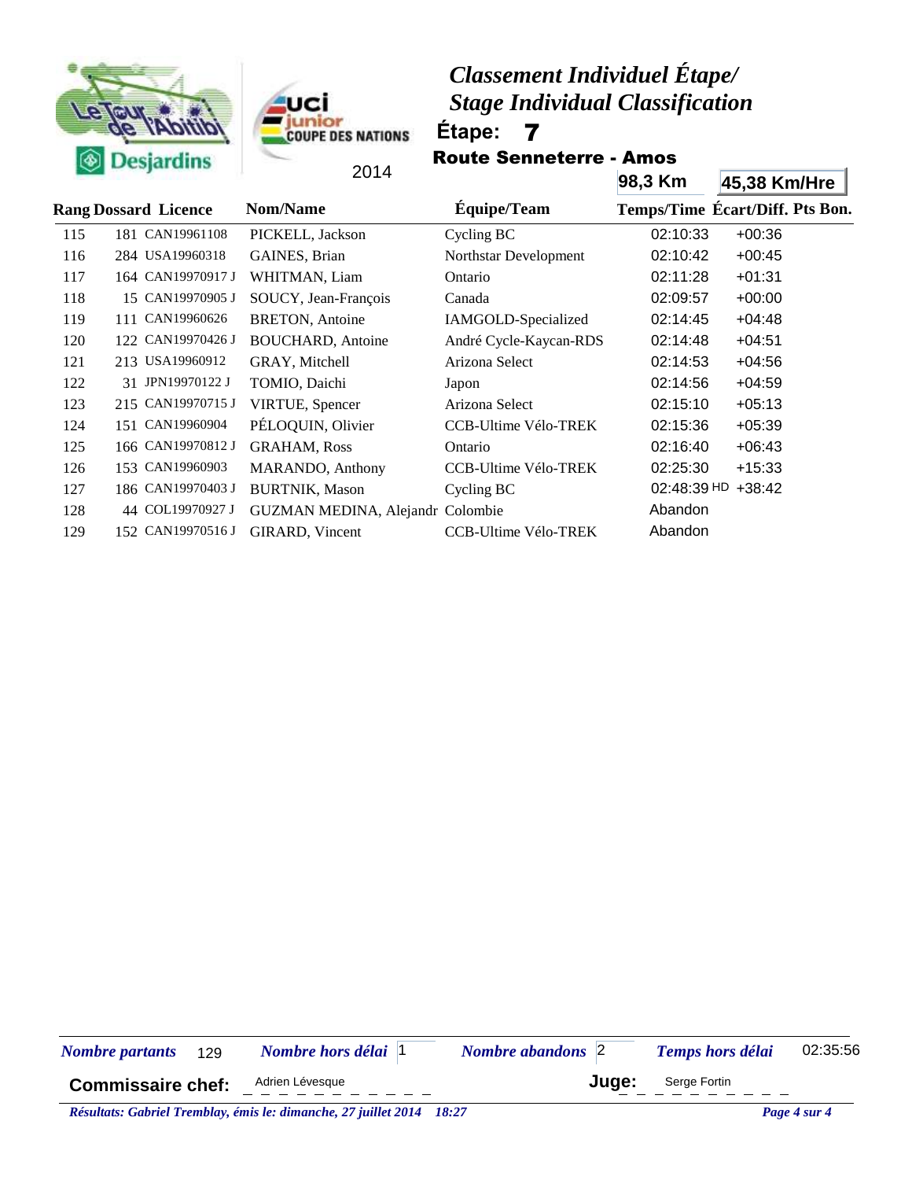# Classement Individuel Étape/ Stage Individual Classification

**Étape: 7**

**Route Senneterre - Amos**

2014

**98,3 Km** | **45,38 Km/Hre**

| Rang | Dossard | Licence | Nom/Name | Équipe/Team | Temps/Time | Écart/Diff. | Pts Bon. |
|---|---|---|---|---|---|---|---|
| 115 | 181 | CAN19961108 | PICKELL, Jackson | Cycling BC | 02:10:33 | +00:36 | |
| 116 | 284 | USA19960318 | GAINES, Brian | Northstar Development | 02:10:42 | +00:45 | |
| 117 | 164 | CAN19970917 J | WHITMAN, Liam | Ontario | 02:11:28 | +01:31 | |
| 118 | 15 | CAN19970905 J | SOUCY, Jean-François | Canada | 02:09:57 | +00:00 | |
| 119 | 111 | CAN19960626 | BRETON, Antoine | IAMGOLD-Specialized | 02:14:45 | +04:48 | |
| 120 | 122 | CAN19970426 J | BOUCHARD, Antoine | André Cycle-Kaycan-RDS | 02:14:48 | +04:51 | |
| 121 | 213 | USA19960912 | GRAY, Mitchell | Arizona Select | 02:14:53 | +04:56 | |
| 122 | 31 | JPN19970122 J | TOMIO, Daichi | Japon | 02:14:56 | +04:59 | |
| 123 | 215 | CAN19970715 J | VIRTUE, Spencer | Arizona Select | 02:15:10 | +05:13 | |
| 124 | 151 | CAN19960904 | PÉLOQUIN, Olivier | CCB-Ultime Vélo-TREK | 02:15:36 | +05:39 | |
| 125 | 166 | CAN19970812 J | GRAHAM, Ross | Ontario | 02:16:40 | +06:43 | |
| 126 | 153 | CAN19960903 | MARANDO, Anthony | CCB-Ultime Vélo-TREK | 02:25:30 | +15:33 | |
| 127 | 186 | CAN19970403 J | BURTNIK, Mason | Cycling BC | 02:48:39 HD | +38:42 | |
| 128 | 44 | COL19970927 J | GUZMAN MEDINA, Alejandr | Colombie | Abandon | | |
| 129 | 152 | CAN19970516 J | GIRARD, Vincent | CCB-Ultime Vélo-TREK | Abandon | | |

***Nombre partants*** 129 ***Nombre hors délai*** 1 ***Nombre abandons*** 2 ***Temps hors délai*** 02:35:56

**Commissaire chef:** Adrien Lévesque **Juge:** Serge Fortin

***Résultats: Gabriel Tremblay, émis le: dimanche, 27 juillet 2014 18:27***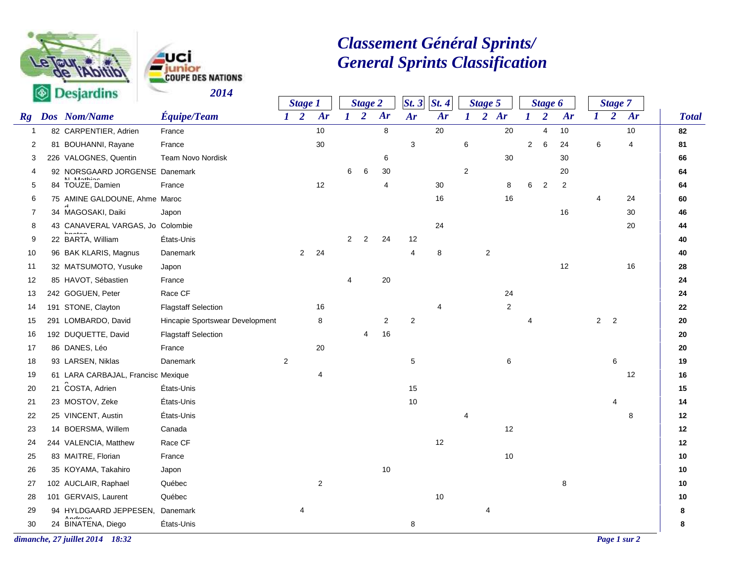# Classement Général Sprints/ General Sprints Classification

**Le Tour de l'Abitibi Desjardins — UCI junior Coupe des Nations 2014**

| Rg | Dos | Nom/Name | Équipe/Team | Stage 1 | | | Stage 2 | | | St. 3 | St. 4 | Stage 5 | | | Stage 6 | | | Stage 7 | | | Total |
|---|---|---|---|---|---|---|---|---|---|---|---|---|---|---|---|---|---|---|---|---|---|
| | | | | 1 | 2 | Ar | 1 | 2 | Ar | Ar | Ar | 1 | 2 | Ar | 1 | 2 | Ar | 1 | 2 | Ar | |
| 1 | 82 | CARPENTIER, Adrien | France | | | 10 | | | 8 | | 20 | | | 20 | | 4 | 10 | | | 10 | **82** |
| 2 | 81 | BOUHANNI, Rayane | France | | | 30 | | | | 3 | | 6 | | | 2 | 6 | 24 | 6 | | 4 | **81** |
| 3 | 226 | VALOGNES, Quentin | Team Novo Nordisk | | | | | | 6 | | | | | 30 | | | 30 | | | | **66** |
| 4 | 92 | NORSGAARD JORGENSEN, Mathias | Danemark | | | | 6 | 6 | 30 | | | 2 | | | | | 20 | | | | **64** |
| 5 | 84 | TOUZE, Damien | France | | | 12 | | | 4 | | 30 | | | 8 | 6 | 2 | 2 | | | | **64** |
| 6 | 75 | AMINE GALDOUNE, Ahmed | Maroc | | | | | | | | 16 | | | 16 | | | | 4 | | 24 | **60** |
| 7 | 34 | MAGOSAKI, Daiki | Japon | | | | | | | | | | | | | | 16 | | | 30 | **46** |
| 8 | 43 | CANAVERAL VARGAS, Johnatan | Colombie | | | | | | | | 24 | | | | | | | | | 20 | **44** |
| 9 | 22 | BARTA, William | États-Unis | | | | 2 | 2 | 24 | 12 | | | | | | | | | | | **40** |
| 10 | 96 | BAK KLARIS, Magnus | Danemark | | 2 | 24 | | | | 4 | 8 | | 2 | | | | | | | | **40** |
| 11 | 32 | MATSUMOTO, Yusuke | Japon | | | | | | | | | | | | | | 12 | | | 16 | **28** |
| 12 | 85 | HAVOT, Sébastien | France | | | | 4 | | 20 | | | | | | | | | | | | **24** |
| 13 | 242 | GOGUEN, Peter | Race CF | | | | | | | | | | | 24 | | | | | | | **24** |
| 14 | 191 | STONE, Clayton | Flagstaff Selection | | | 16 | | | | | 4 | | | 2 | | | | | | | **22** |
| 15 | 291 | LOMBARDO, David | Hincapie Sportswear Development | | | 8 | | | 2 | 2 | | | | | 4 | | | 2 | 2 | | **20** |
| 16 | 192 | DUQUETTE, David | Flagstaff Selection | | | | | 4 | 16 | | | | | | | | | | | | **20** |
| 17 | 86 | DANES, Léo | France | | | 20 | | | | | | | | | | | | | | | **20** |
| 18 | 93 | LARSEN, Niklas | Danemark | 2 | | | | | | 5 | | | | 6 | | | | | 6 | | **19** |
| 19 | 61 | LARA CARBAJAL, Francisco | Mexique | | | 4 | | | | | | | | | | | | | | 12 | **16** |
| 20 | 21 | COSTA, Adrien | États-Unis | | | | | | | 15 | | | | | | | | | | | **15** |
| 21 | 23 | MOSTOV, Zeke | États-Unis | | | | | | | 10 | | | | | | | | | 4 | | **14** |
| 22 | 25 | VINCENT, Austin | États-Unis | | | | | | | | | 4 | | | | | | | | 8 | **12** |
| 23 | 14 | BOERSMA, Willem | Canada | | | | | | | | | | | 12 | | | | | | | **12** |
| 24 | 244 | VALENCIA, Matthew | Race CF | | | | | | | | 12 | | | | | | | | | | **12** |
| 25 | 83 | MAITRE, Florian | France | | | | | | | | | | | 10 | | | | | | | **10** |
| 26 | 35 | KOYAMA, Takahiro | Japon | | | | | | 10 | | | | | | | | | | | | **10** |
| 27 | 102 | AUCLAIR, Raphael | Québec | | | 2 | | | | | | | | | | | 8 | | | | **10** |
| 28 | 101 | GERVAIS, Laurent | Québec | | | | | | | | 10 | | | | | | | | | | **10** |
| 29 | 94 | HYLDGAARD JEPPESEN, Andreas | Danemark | | 4 | | | | | | | | 4 | | | | | | | | **8** |
| 30 | 24 | BINATENA, Diego | États-Unis | | | | | | | 8 | | | | | | | | | | | **8** |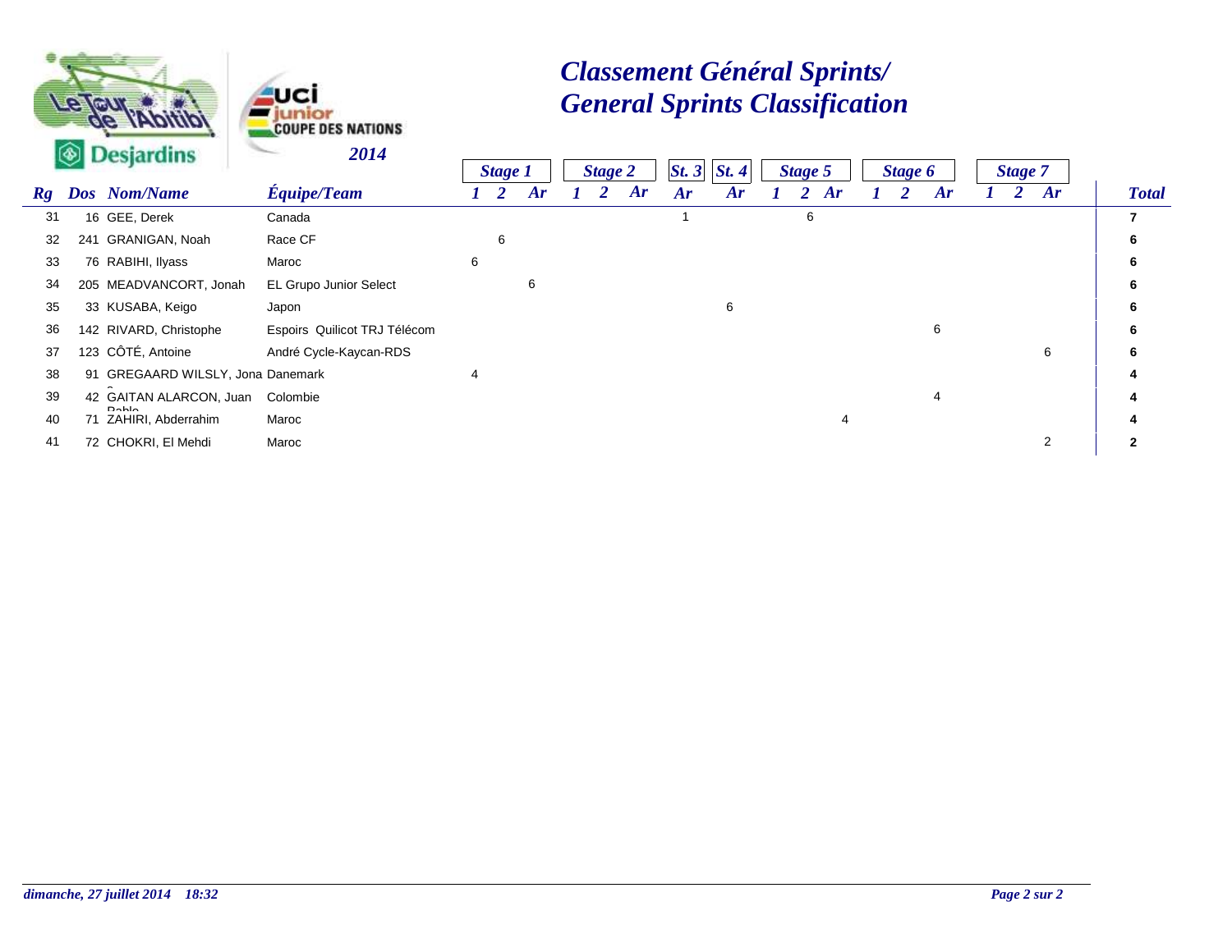# Classement Général Sprints/
# General Sprints Classification

2014

| Rg | Dos | Nom/Name | Équipe/Team | Stage 1 | | | Stage 2 | | | St. 3 | St. 4 | Stage 5 | | | Stage 6 | | | Stage 7 | | | Total |
|---|---|---|---|---|---|---|---|---|---|---|---|---|---|---|---|---|---|---|---|---|---|
| | | | | 1 | 2 | Ar | 1 | 2 | Ar | Ar | Ar | 1 | 2 | Ar | 1 | 2 | Ar | 1 | 2 | Ar | |
| 31 | 16 | GEE, Derek | Canada | | | | | | | 1 | | | 6 | | | | | | | | 7 |
| 32 | 241 | GRANIGAN, Noah | Race CF | | 6 | | | | | | | | | | | | | | | | 6 |
| 33 | 76 | RABIHI, Ilyass | Maroc | 6 | | | | | | | | | | | | | | | | | 6 |
| 34 | 205 | MEADVANCORT, Jonah | EL Grupo Junior Select | | | 6 | | | | | | | | | | | | | | | 6 |
| 35 | 33 | KUSABA, Keigo | Japon | | | | | | | | 6 | | | | | | | | | | 6 |
| 36 | 142 | RIVARD, Christophe | Espoirs Quilicot TRJ Télécom | | | | | | | | | | | | | | 6 | | | | 6 |
| 37 | 123 | CÔTÉ, Antoine | André Cycle-Kaycan-RDS | | | | | | | | | | | | | | | | | 6 | 6 |
| 38 | 91 | GREGAARD WILSLY, Jona | Danemark | 4 | | | | | | | | | | | | | | | | | 4 |
| 39 | 42 | GAITAN ALARCON, Juan Pablo | Colombie | | | | | | | | | | | | | | 4 | | | | 4 |
| 40 | 71 | ZAHIRI, Abderrahim | Maroc | | | | | | | | | | | 4 | | | | | | | 4 |
| 41 | 72 | CHOKRI, El Mehdi | Maroc | | | | | | | | | | | | | | | | | 2 | 2 |

*dimanche, 27 juillet 2014 18:32*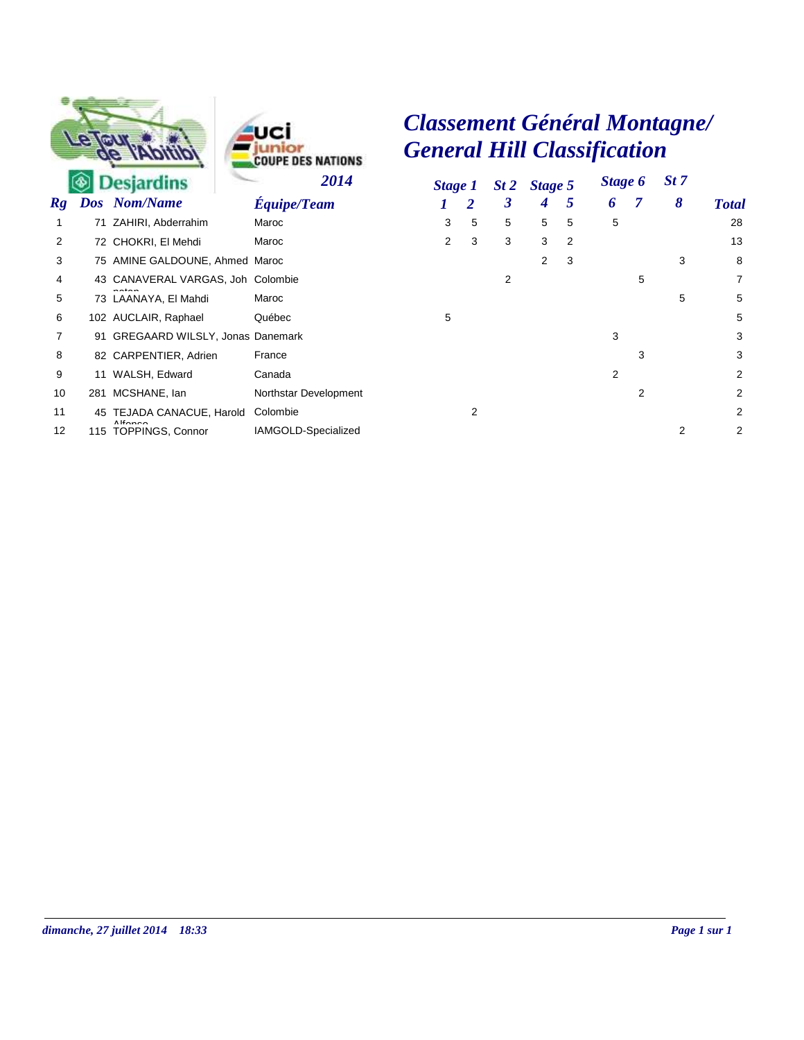uci junior COUPE DES NATIONS
2014

# Classement Général Montagne/ General Hill Classification

| Rg | Dos | Nom/Name | Équipe/Team | Stage 1 | | St 2 | Stage 5 | | Stage 6 | | St 7 | Total |
|---|---|---|---|---|---|---|---|---|---|---|---|---|
| | | | | 1 | 2 | 3 | 4 | 5 | 6 | 7 | 8 | |
| 1 | 71 | ZAHIRI, Abderrahim | Maroc | 3 | 5 | 5 | 5 | 5 | 5 | | | 28 |
| 2 | 72 | CHOKRI, El Mehdi | Maroc | 2 | 3 | 3 | 3 | 2 | | | | 13 |
| 3 | 75 | AMINE GALDOUNE, Ahmed | Maroc | | | | 2 | 3 | | | 3 | 8 |
| 4 | 43 | CANAVERAL VARGAS, Johnatan | Colombie | | | 2 | | | | 5 | | 7 |
| 5 | 73 | LAANAYA, El Mahdi | Maroc | | | | | | | | 5 | 5 |
| 6 | 102 | AUCLAIR, Raphael | Québec | 5 | | | | | | | | 5 |
| 7 | 91 | GREGAARD WILSLY, Jonas | Danemark | | | | | | 3 | | | 3 |
| 8 | 82 | CARPENTIER, Adrien | France | | | | | | | 3 | | 3 |
| 9 | 11 | WALSH, Edward | Canada | | | | | | 2 | | | 2 |
| 10 | 281 | MCSHANE, Ian | Northstar Development | | | | | | | 2 | | 2 |
| 11 | 45 | TEJADA CANACUE, Harold Alfonso | Colombie | | 2 | | | | | | | 2 |
| 12 | 115 | TOPPINGS, Connor | IAMGOLD-Specialized | | | | | | | | 2 | 2 |

*dimanche, 27 juillet 2014 18:33*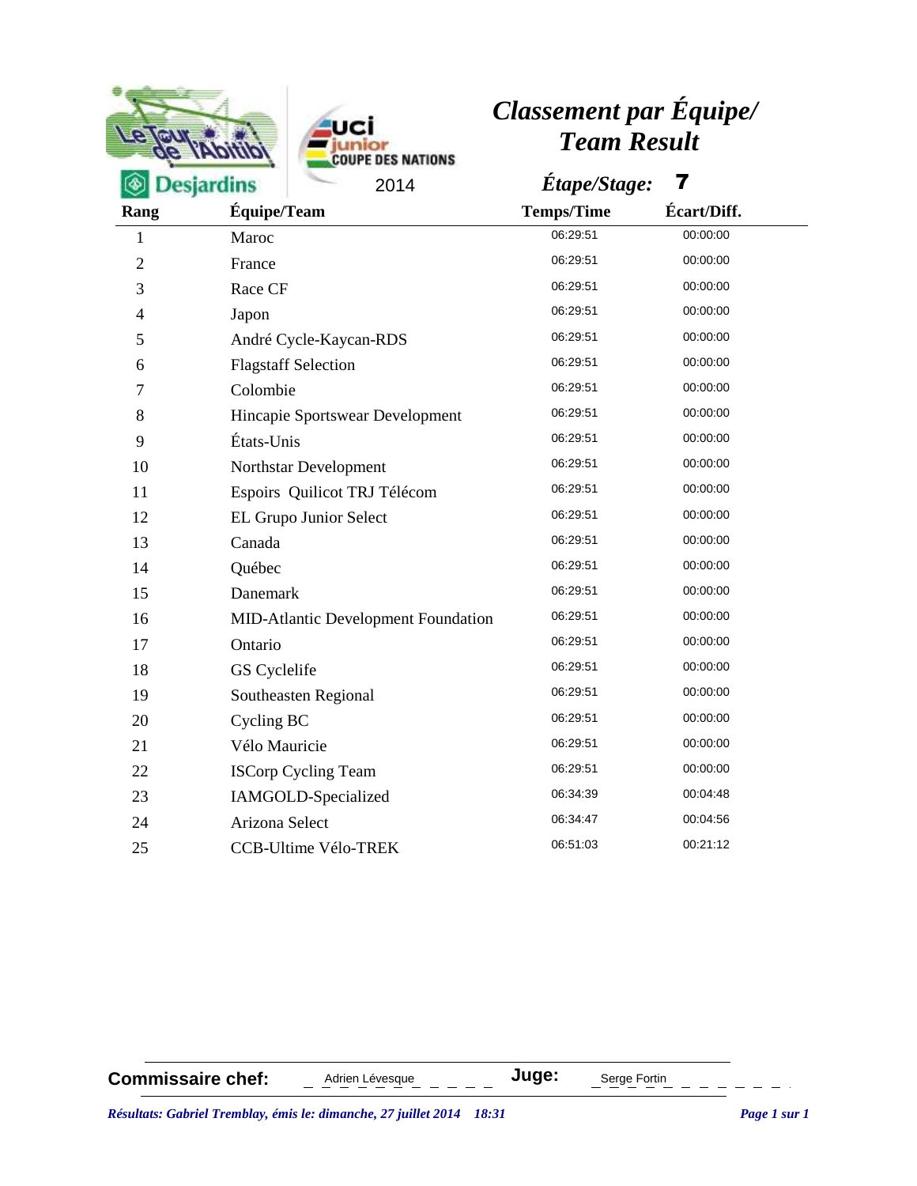Le Tour de l'Abitibi Desjardins — UCI junior Coupe des Nations 2014

# Classement par Équipe/ Team Result

**Étape/Stage: 7**

| Rang | Équipe/Team | Temps/Time | Écart/Diff. |
|---|---|---|---|
| 1 | Maroc | 06:29:51 | 00:00:00 |
| 2 | France | 06:29:51 | 00:00:00 |
| 3 | Race CF | 06:29:51 | 00:00:00 |
| 4 | Japon | 06:29:51 | 00:00:00 |
| 5 | André Cycle-Kaycan-RDS | 06:29:51 | 00:00:00 |
| 6 | Flagstaff Selection | 06:29:51 | 00:00:00 |
| 7 | Colombie | 06:29:51 | 00:00:00 |
| 8 | Hincapie Sportswear Development | 06:29:51 | 00:00:00 |
| 9 | États-Unis | 06:29:51 | 00:00:00 |
| 10 | Northstar Development | 06:29:51 | 00:00:00 |
| 11 | Espoirs Quilicot TRJ Télécom | 06:29:51 | 00:00:00 |
| 12 | EL Grupo Junior Select | 06:29:51 | 00:00:00 |
| 13 | Canada | 06:29:51 | 00:00:00 |
| 14 | Québec | 06:29:51 | 00:00:00 |
| 15 | Danemark | 06:29:51 | 00:00:00 |
| 16 | MID-Atlantic Development Foundation | 06:29:51 | 00:00:00 |
| 17 | Ontario | 06:29:51 | 00:00:00 |
| 18 | GS Cyclelife | 06:29:51 | 00:00:00 |
| 19 | Southeasten Regional | 06:29:51 | 00:00:00 |
| 20 | Cycling BC | 06:29:51 | 00:00:00 |
| 21 | Vélo Mauricie | 06:29:51 | 00:00:00 |
| 22 | ISCorp Cycling Team | 06:29:51 | 00:00:00 |
| 23 | IAMGOLD-Specialized | 06:34:39 | 00:04:48 |
| 24 | Arizona Select | 06:34:47 | 00:04:56 |
| 25 | CCB-Ultime Vélo-TREK | 06:51:03 | 00:21:12 |

**Commissaire chef:** Adrien Lévesque **Juge:** Serge Fortin

*Résultats: Gabriel Tremblay, émis le: dimanche, 27 juillet 2014 18:31*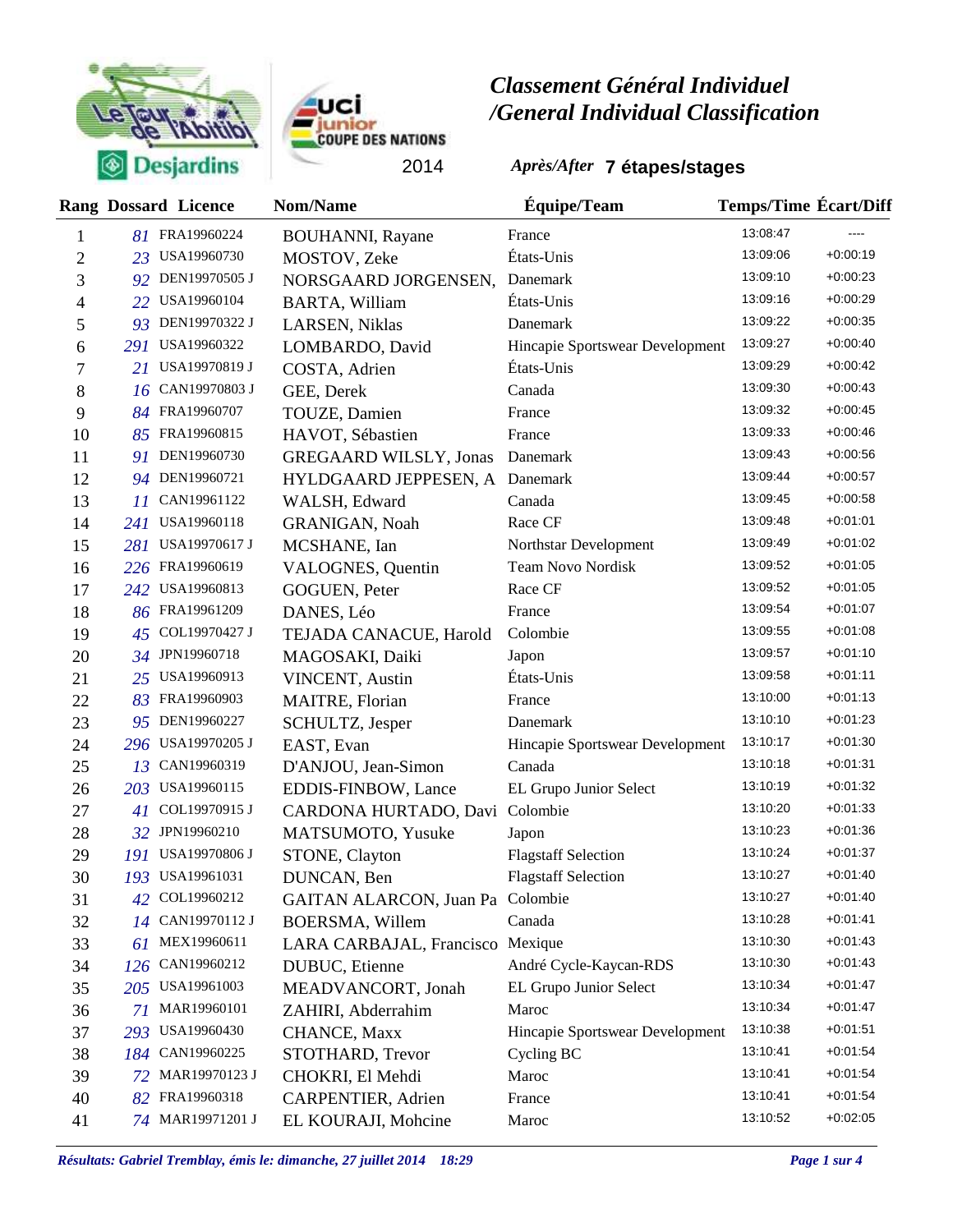# Classement Général Individuel /General Individual Classification

2014

*Après/After* **7 étapes/stages**

| Rang | Dossard | Licence | Nom/Name | Équipe/Team | Temps/Time | Écart/Diff |
|---|---|---|---|---|---|---|
| 1 | 81 | FRA19960224 | BOUHANNI, Rayane | France | 13:08:47 | ---- |
| 2 | 23 | USA19960730 | MOSTOV, Zeke | États-Unis | 13:09:06 | +0:00:19 |
| 3 | 92 | DEN19970505 J | NORSGAARD JORGENSEN, | Danemark | 13:09:10 | +0:00:23 |
| 4 | 22 | USA19960104 | BARTA, William | États-Unis | 13:09:16 | +0:00:29 |
| 5 | 93 | DEN19970322 J | LARSEN, Niklas | Danemark | 13:09:22 | +0:00:35 |
| 6 | 291 | USA19960322 | LOMBARDO, David | Hincapie Sportswear Development | 13:09:27 | +0:00:40 |
| 7 | 21 | USA19970819 J | COSTA, Adrien | États-Unis | 13:09:29 | +0:00:42 |
| 8 | 16 | CAN19970803 J | GEE, Derek | Canada | 13:09:30 | +0:00:43 |
| 9 | 84 | FRA19960707 | TOUZE, Damien | France | 13:09:32 | +0:00:45 |
| 10 | 85 | FRA19960815 | HAVOT, Sébastien | France | 13:09:33 | +0:00:46 |
| 11 | 91 | DEN19960730 | GREGAARD WILSLY, Jonas | Danemark | 13:09:43 | +0:00:56 |
| 12 | 94 | DEN19960721 | HYLDGAARD JEPPESEN, A | Danemark | 13:09:44 | +0:00:57 |
| 13 | 11 | CAN19961122 | WALSH, Edward | Canada | 13:09:45 | +0:00:58 |
| 14 | 241 | USA19960118 | GRANIGAN, Noah | Race CF | 13:09:48 | +0:01:01 |
| 15 | 281 | USA19970617 J | MCSHANE, Ian | Northstar Development | 13:09:49 | +0:01:02 |
| 16 | 226 | FRA19960619 | VALOGNES, Quentin | Team Novo Nordisk | 13:09:52 | +0:01:05 |
| 17 | 242 | USA19960813 | GOGUEN, Peter | Race CF | 13:09:52 | +0:01:05 |
| 18 | 86 | FRA19961209 | DANES, Léo | France | 13:09:54 | +0:01:07 |
| 19 | 45 | COL19970427 J | TEJADA CANACUE, Harold | Colombie | 13:09:55 | +0:01:08 |
| 20 | 34 | JPN19960718 | MAGOSAKI, Daiki | Japon | 13:09:57 | +0:01:10 |
| 21 | 25 | USA19960913 | VINCENT, Austin | États-Unis | 13:09:58 | +0:01:11 |
| 22 | 83 | FRA19960903 | MAITRE, Florian | France | 13:10:00 | +0:01:13 |
| 23 | 95 | DEN19960227 | SCHULTZ, Jesper | Danemark | 13:10:10 | +0:01:23 |
| 24 | 296 | USA19970205 J | EAST, Evan | Hincapie Sportswear Development | 13:10:17 | +0:01:30 |
| 25 | 13 | CAN19960319 | D'ANJOU, Jean-Simon | Canada | 13:10:18 | +0:01:31 |
| 26 | 203 | USA19960115 | EDDIS-FINBOW, Lance | EL Grupo Junior Select | 13:10:19 | +0:01:32 |
| 27 | 41 | COL19970915 J | CARDONA HURTADO, Davi | Colombie | 13:10:20 | +0:01:33 |
| 28 | 32 | JPN19960210 | MATSUMOTO, Yusuke | Japon | 13:10:23 | +0:01:36 |
| 29 | 191 | USA19970806 J | STONE, Clayton | Flagstaff Selection | 13:10:24 | +0:01:37 |
| 30 | 193 | USA19961031 | DUNCAN, Ben | Flagstaff Selection | 13:10:27 | +0:01:40 |
| 31 | 42 | COL19960212 | GAITAN ALARCON, Juan Pa | Colombie | 13:10:27 | +0:01:40 |
| 32 | 14 | CAN19970112 J | BOERSMA, Willem | Canada | 13:10:28 | +0:01:41 |
| 33 | 61 | MEX19960611 | LARA CARBAJAL, Francisco | Mexique | 13:10:30 | +0:01:43 |
| 34 | 126 | CAN19960212 | DUBUC, Etienne | André Cycle-Kaycan-RDS | 13:10:30 | +0:01:43 |
| 35 | 205 | USA19961003 | MEADVANCORT, Jonah | EL Grupo Junior Select | 13:10:34 | +0:01:47 |
| 36 | 71 | MAR19960101 | ZAHIRI, Abderrahim | Maroc | 13:10:34 | +0:01:47 |
| 37 | 293 | USA19960430 | CHANCE, Maxx | Hincapie Sportswear Development | 13:10:38 | +0:01:51 |
| 38 | 184 | CAN19960225 | STOTHARD, Trevor | Cycling BC | 13:10:41 | +0:01:54 |
| 39 | 72 | MAR19970123 J | CHOKRI, El Mehdi | Maroc | 13:10:41 | +0:01:54 |
| 40 | 82 | FRA19960318 | CARPENTIER, Adrien | France | 13:10:41 | +0:01:54 |
| 41 | 74 | MAR19971201 J | EL KOURAJI, Mohcine | Maroc | 13:10:52 | +0:02:05 |

*Résultats: Gabriel Tremblay, émis le: dimanche, 27 juillet 2014 18:29*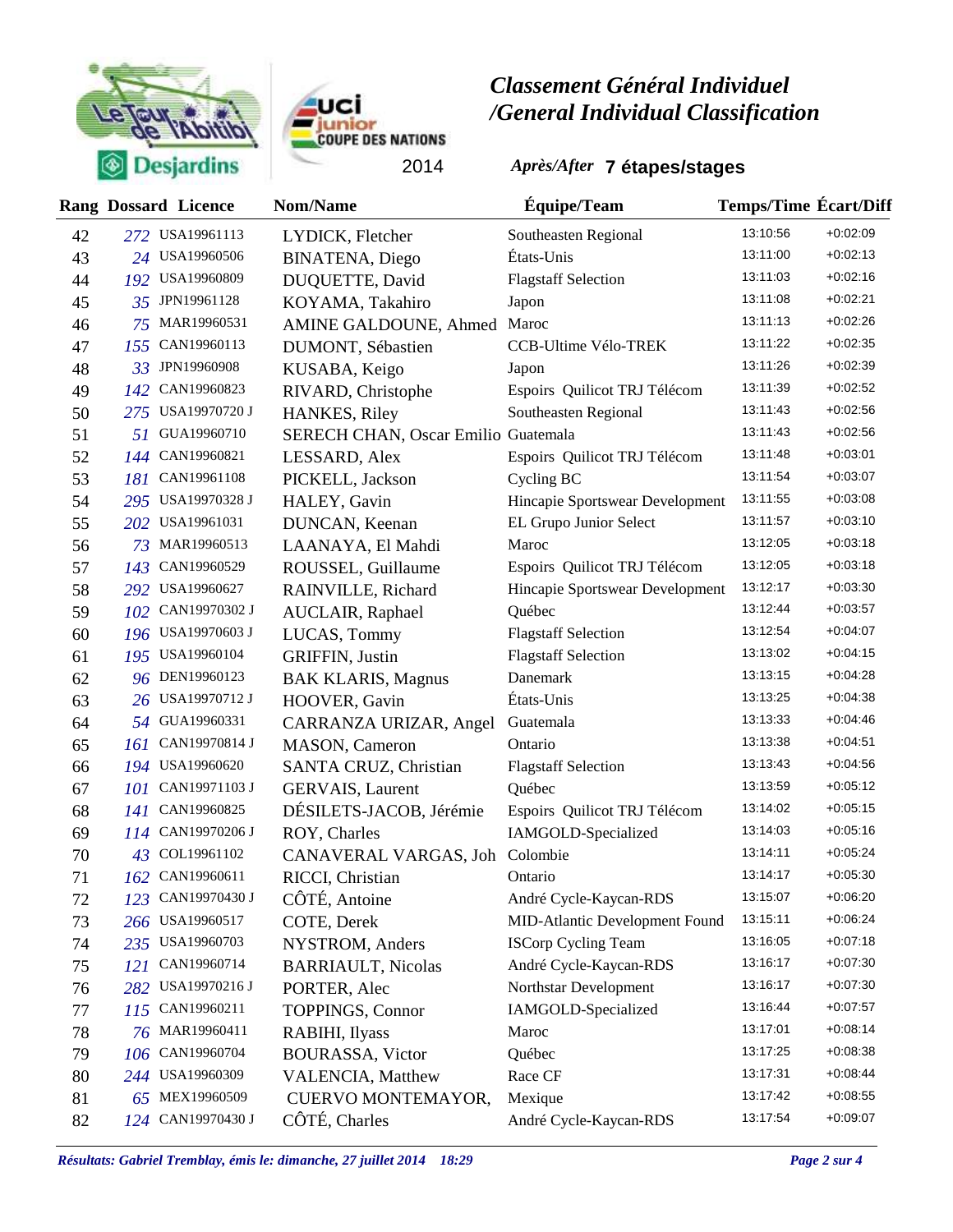# Classement Général Individuel /General Individual Classification

2014

*Après/After* **7 étapes/stages**

| Rang | Dossard | Licence | Nom/Name | Équipe/Team | Temps/Time | Écart/Diff |
|---|---|---|---|---|---|---|
| 42 | 272 | USA19961113 | LYDICK, Fletcher | Southeasten Regional | 13:10:56 | +0:02:09 |
| 43 | 24 | USA19960506 | BINATENA, Diego | États-Unis | 13:11:00 | +0:02:13 |
| 44 | 192 | USA19960809 | DUQUETTE, David | Flagstaff Selection | 13:11:03 | +0:02:16 |
| 45 | 35 | JPN19961128 | KOYAMA, Takahiro | Japon | 13:11:08 | +0:02:21 |
| 46 | 75 | MAR19960531 | AMINE GALDOUNE, Ahmed | Maroc | 13:11:13 | +0:02:26 |
| 47 | 155 | CAN19960113 | DUMONT, Sébastien | CCB-Ultime Vélo-TREK | 13:11:22 | +0:02:35 |
| 48 | 33 | JPN19960908 | KUSABA, Keigo | Japon | 13:11:26 | +0:02:39 |
| 49 | 142 | CAN19960823 | RIVARD, Christophe | Espoirs Quilicot TRJ Télécom | 13:11:39 | +0:02:52 |
| 50 | 275 | USA19970720 J | HANKES, Riley | Southeasten Regional | 13:11:43 | +0:02:56 |
| 51 | 51 | GUA19960710 | SERECH CHAN, Oscar Emilio | Guatemala | 13:11:43 | +0:02:56 |
| 52 | 144 | CAN19960821 | LESSARD, Alex | Espoirs Quilicot TRJ Télécom | 13:11:48 | +0:03:01 |
| 53 | 181 | CAN19961108 | PICKELL, Jackson | Cycling BC | 13:11:54 | +0:03:07 |
| 54 | 295 | USA19970328 J | HALEY, Gavin | Hincapie Sportswear Development | 13:11:55 | +0:03:08 |
| 55 | 202 | USA19961031 | DUNCAN, Keenan | EL Grupo Junior Select | 13:11:57 | +0:03:10 |
| 56 | 73 | MAR19960513 | LAANAYA, El Mahdi | Maroc | 13:12:05 | +0:03:18 |
| 57 | 143 | CAN19960529 | ROUSSEL, Guillaume | Espoirs Quilicot TRJ Télécom | 13:12:05 | +0:03:18 |
| 58 | 292 | USA19960627 | RAINVILLE, Richard | Hincapie Sportswear Development | 13:12:17 | +0:03:30 |
| 59 | 102 | CAN19970302 J | AUCLAIR, Raphael | Québec | 13:12:44 | +0:03:57 |
| 60 | 196 | USA19970603 J | LUCAS, Tommy | Flagstaff Selection | 13:12:54 | +0:04:07 |
| 61 | 195 | USA19960104 | GRIFFIN, Justin | Flagstaff Selection | 13:13:02 | +0:04:15 |
| 62 | 96 | DEN19960123 | BAK KLARIS, Magnus | Danemark | 13:13:15 | +0:04:28 |
| 63 | 26 | USA19970712 J | HOOVER, Gavin | États-Unis | 13:13:25 | +0:04:38 |
| 64 | 54 | GUA19960331 | CARRANZA URIZAR, Angel | Guatemala | 13:13:33 | +0:04:46 |
| 65 | 161 | CAN19970814 J | MASON, Cameron | Ontario | 13:13:38 | +0:04:51 |
| 66 | 194 | USA19960620 | SANTA CRUZ, Christian | Flagstaff Selection | 13:13:43 | +0:04:56 |
| 67 | 101 | CAN19971103 J | GERVAIS, Laurent | Québec | 13:13:59 | +0:05:12 |
| 68 | 141 | CAN19960825 | DÉSILETS-JACOB, Jérémie | Espoirs Quilicot TRJ Télécom | 13:14:02 | +0:05:15 |
| 69 | 114 | CAN19970206 J | ROY, Charles | IAMGOLD-Specialized | 13:14:03 | +0:05:16 |
| 70 | 43 | COL19961102 | CANAVERAL VARGAS, Joh | Colombie | 13:14:11 | +0:05:24 |
| 71 | 162 | CAN19960611 | RICCI, Christian | Ontario | 13:14:17 | +0:05:30 |
| 72 | 123 | CAN19970430 J | CÔTÉ, Antoine | André Cycle-Kaycan-RDS | 13:15:07 | +0:06:20 |
| 73 | 266 | USA19960517 | COTE, Derek | MID-Atlantic Development Found | 13:15:11 | +0:06:24 |
| 74 | 235 | USA19960703 | NYSTROM, Anders | ISCorp Cycling Team | 13:16:05 | +0:07:18 |
| 75 | 121 | CAN19960714 | BARRIAULT, Nicolas | André Cycle-Kaycan-RDS | 13:16:17 | +0:07:30 |
| 76 | 282 | USA19970216 J | PORTER, Alec | Northstar Development | 13:16:17 | +0:07:30 |
| 77 | 115 | CAN19960211 | TOPPINGS, Connor | IAMGOLD-Specialized | 13:16:44 | +0:07:57 |
| 78 | 76 | MAR19960411 | RABIHI, Ilyass | Maroc | 13:17:01 | +0:08:14 |
| 79 | 106 | CAN19960704 | BOURASSA, Victor | Québec | 13:17:25 | +0:08:38 |
| 80 | 244 | USA19960309 | VALENCIA, Matthew | Race CF | 13:17:31 | +0:08:44 |
| 81 | 65 | MEX19960509 | CUERVO MONTEMAYOR, | Mexique | 13:17:42 | +0:08:55 |
| 82 | 124 | CAN19970430 J | CÔTÉ, Charles | André Cycle-Kaycan-RDS | 13:17:54 | +0:09:07 |

*Résultats: Gabriel Tremblay, émis le: dimanche, 27 juillet 2014 18:29*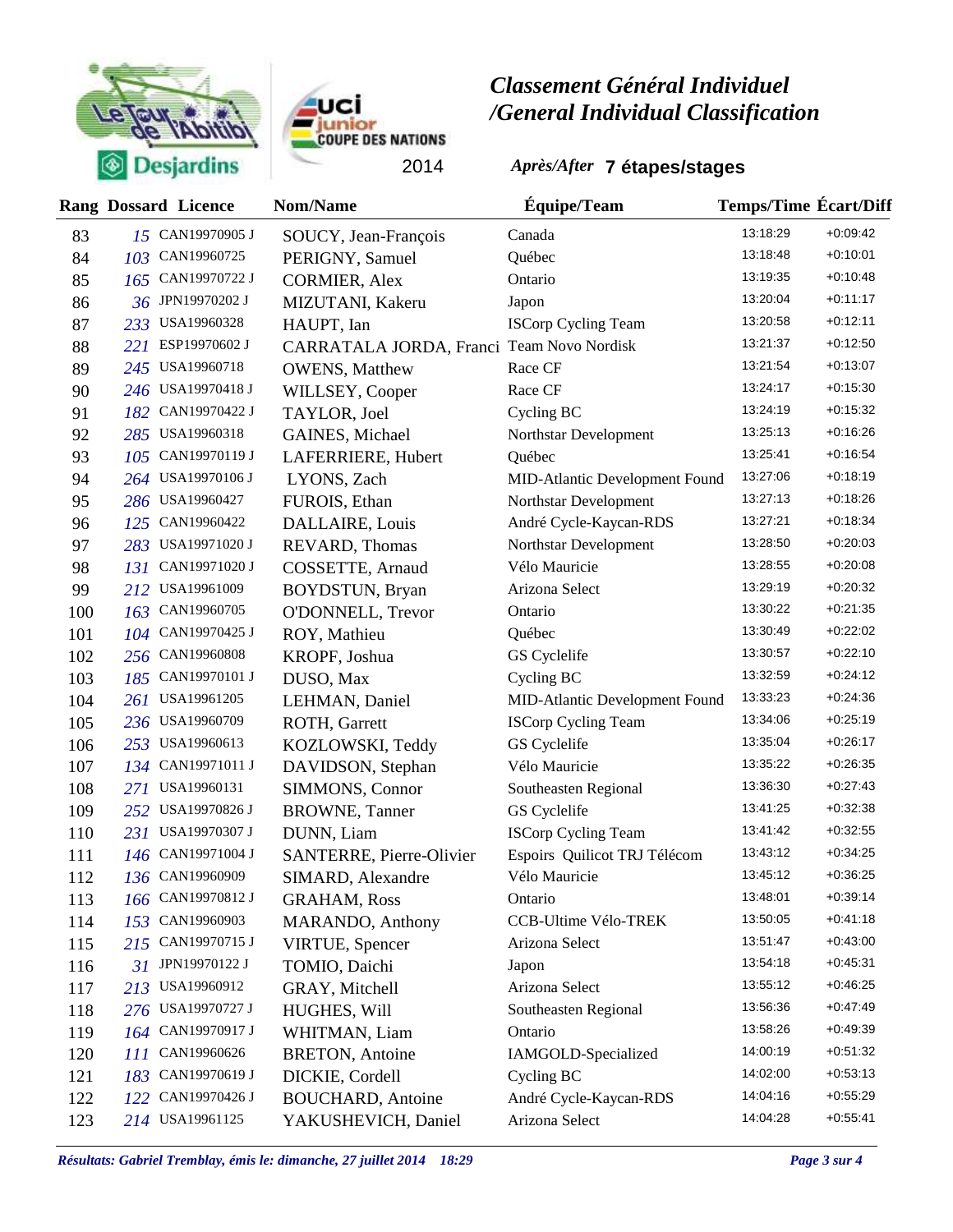# Classement Général Individuel /General Individual Classification

Le Tour de l'Abitibi Desjardins — UCI junior Coupe des Nations 2014

***Après/After*** **7 étapes/stages**

| Rang | Dossard | Licence | Nom/Name | Équipe/Team | Temps/Time | Écart/Diff |
|---|---|---|---|---|---|---|
| 83 | 15 | CAN19970905 J | SOUCY, Jean-François | Canada | 13:18:29 | +0:09:42 |
| 84 | 103 | CAN19960725 | PERIGNY, Samuel | Québec | 13:18:48 | +0:10:01 |
| 85 | 165 | CAN19970722 J | CORMIER, Alex | Ontario | 13:19:35 | +0:10:48 |
| 86 | 36 | JPN19970202 J | MIZUTANI, Kakeru | Japon | 13:20:04 | +0:11:17 |
| 87 | 233 | USA19960328 | HAUPT, Ian | ISCorp Cycling Team | 13:20:58 | +0:12:11 |
| 88 | 221 | ESP19970602 J | CARRATALA JORDA, Franci | Team Novo Nordisk | 13:21:37 | +0:12:50 |
| 89 | 245 | USA19960718 | OWENS, Matthew | Race CF | 13:21:54 | +0:13:07 |
| 90 | 246 | USA19970418 J | WILLSEY, Cooper | Race CF | 13:24:17 | +0:15:30 |
| 91 | 182 | CAN19970422 J | TAYLOR, Joel | Cycling BC | 13:24:19 | +0:15:32 |
| 92 | 285 | USA19960318 | GAINES, Michael | Northstar Development | 13:25:13 | +0:16:26 |
| 93 | 105 | CAN19970119 J | LAFERRIERE, Hubert | Québec | 13:25:41 | +0:16:54 |
| 94 | 264 | USA19970106 J | LYONS, Zach | MID-Atlantic Development Found | 13:27:06 | +0:18:19 |
| 95 | 286 | USA19960427 | FUROIS, Ethan | Northstar Development | 13:27:13 | +0:18:26 |
| 96 | 125 | CAN19960422 | DALLAIRE, Louis | André Cycle-Kaycan-RDS | 13:27:21 | +0:18:34 |
| 97 | 283 | USA19971020 J | REVARD, Thomas | Northstar Development | 13:28:50 | +0:20:03 |
| 98 | 131 | CAN19971020 J | COSSETTE, Arnaud | Vélo Mauricie | 13:28:55 | +0:20:08 |
| 99 | 212 | USA19961009 | BOYDSTUN, Bryan | Arizona Select | 13:29:19 | +0:20:32 |
| 100 | 163 | CAN19960705 | O'DONNELL, Trevor | Ontario | 13:30:22 | +0:21:35 |
| 101 | 104 | CAN19970425 J | ROY, Mathieu | Québec | 13:30:49 | +0:22:02 |
| 102 | 256 | CAN19960808 | KROPF, Joshua | GS Cyclelife | 13:30:57 | +0:22:10 |
| 103 | 185 | CAN19970101 J | DUSO, Max | Cycling BC | 13:32:59 | +0:24:12 |
| 104 | 261 | USA19961205 | LEHMAN, Daniel | MID-Atlantic Development Found | 13:33:23 | +0:24:36 |
| 105 | 236 | USA19960709 | ROTH, Garrett | ISCorp Cycling Team | 13:34:06 | +0:25:19 |
| 106 | 253 | USA19960613 | KOZLOWSKI, Teddy | GS Cyclelife | 13:35:04 | +0:26:17 |
| 107 | 134 | CAN19971011 J | DAVIDSON, Stephan | Vélo Mauricie | 13:35:22 | +0:26:35 |
| 108 | 271 | USA19960131 | SIMMONS, Connor | Southeasten Regional | 13:36:30 | +0:27:43 |
| 109 | 252 | USA19970826 J | BROWNE, Tanner | GS Cyclelife | 13:41:25 | +0:32:38 |
| 110 | 231 | USA19970307 J | DUNN, Liam | ISCorp Cycling Team | 13:41:42 | +0:32:55 |
| 111 | 146 | CAN19971004 J | SANTERRE, Pierre-Olivier | Espoirs Quilicot TRJ Télécom | 13:43:12 | +0:34:25 |
| 112 | 136 | CAN19960909 | SIMARD, Alexandre | Vélo Mauricie | 13:45:12 | +0:36:25 |
| 113 | 166 | CAN19970812 J | GRAHAM, Ross | Ontario | 13:48:01 | +0:39:14 |
| 114 | 153 | CAN19960903 | MARANDO, Anthony | CCB-Ultime Vélo-TREK | 13:50:05 | +0:41:18 |
| 115 | 215 | CAN19970715 J | VIRTUE, Spencer | Arizona Select | 13:51:47 | +0:43:00 |
| 116 | 31 | JPN19970122 J | TOMIO, Daichi | Japon | 13:54:18 | +0:45:31 |
| 117 | 213 | USA19960912 | GRAY, Mitchell | Arizona Select | 13:55:12 | +0:46:25 |
| 118 | 276 | USA19970727 J | HUGHES, Will | Southeasten Regional | 13:56:36 | +0:47:49 |
| 119 | 164 | CAN19970917 J | WHITMAN, Liam | Ontario | 13:58:26 | +0:49:39 |
| 120 | 111 | CAN19960626 | BRETON, Antoine | IAMGOLD-Specialized | 14:00:19 | +0:51:32 |
| 121 | 183 | CAN19970619 J | DICKIE, Cordell | Cycling BC | 14:02:00 | +0:53:13 |
| 122 | 122 | CAN19970426 J | BOUCHARD, Antoine | André Cycle-Kaycan-RDS | 14:04:16 | +0:55:29 |
| 123 | 214 | USA19961125 | YAKUSHEVICH, Daniel | Arizona Select | 14:04:28 | +0:55:41 |

*Résultats: Gabriel Tremblay, émis le: dimanche, 27 juillet 2014 18:29*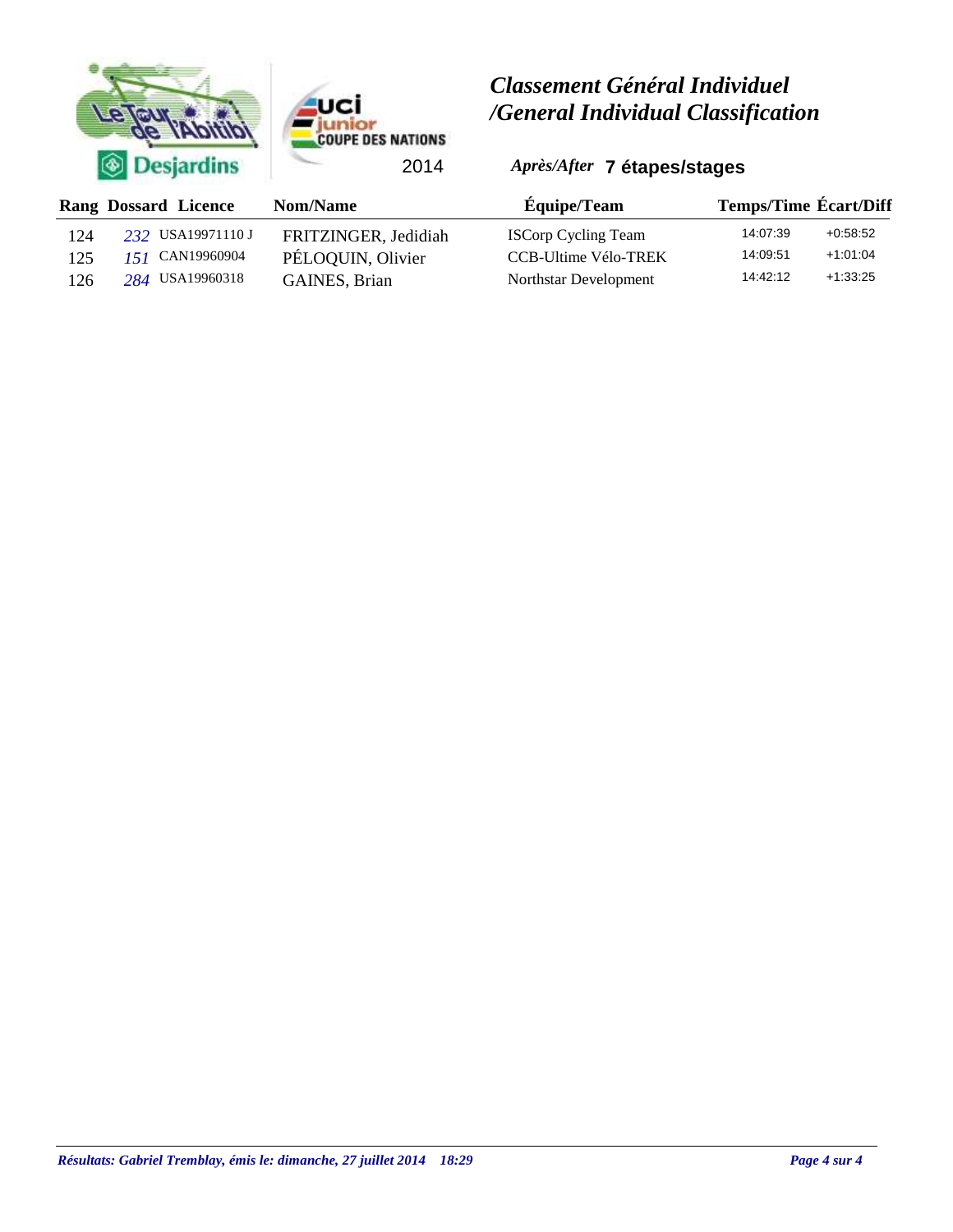# Classement Général Individuel /General Individual Classification

2014

*Après/After* **7 étapes/stages**

| Rang | Dossard | Licence | Nom/Name | Équipe/Team | Temps/Time | Écart/Diff |
|---|---|---|---|---|---|---|
| 124 | *232* | USA19971110 J | FRITZINGER, Jedidiah | ISCorp Cycling Team | 14:07:39 | +0:58:52 |
| 125 | *151* | CAN19960904 | PÉLOQUIN, Olivier | CCB-Ultime Vélo-TREK | 14:09:51 | +1:01:04 |
| 126 | *284* | USA19960318 | GAINES, Brian | Northstar Development | 14:42:12 | +1:33:25 |

*Résultats: Gabriel Tremblay, émis le: dimanche, 27 juillet 2014 18:29*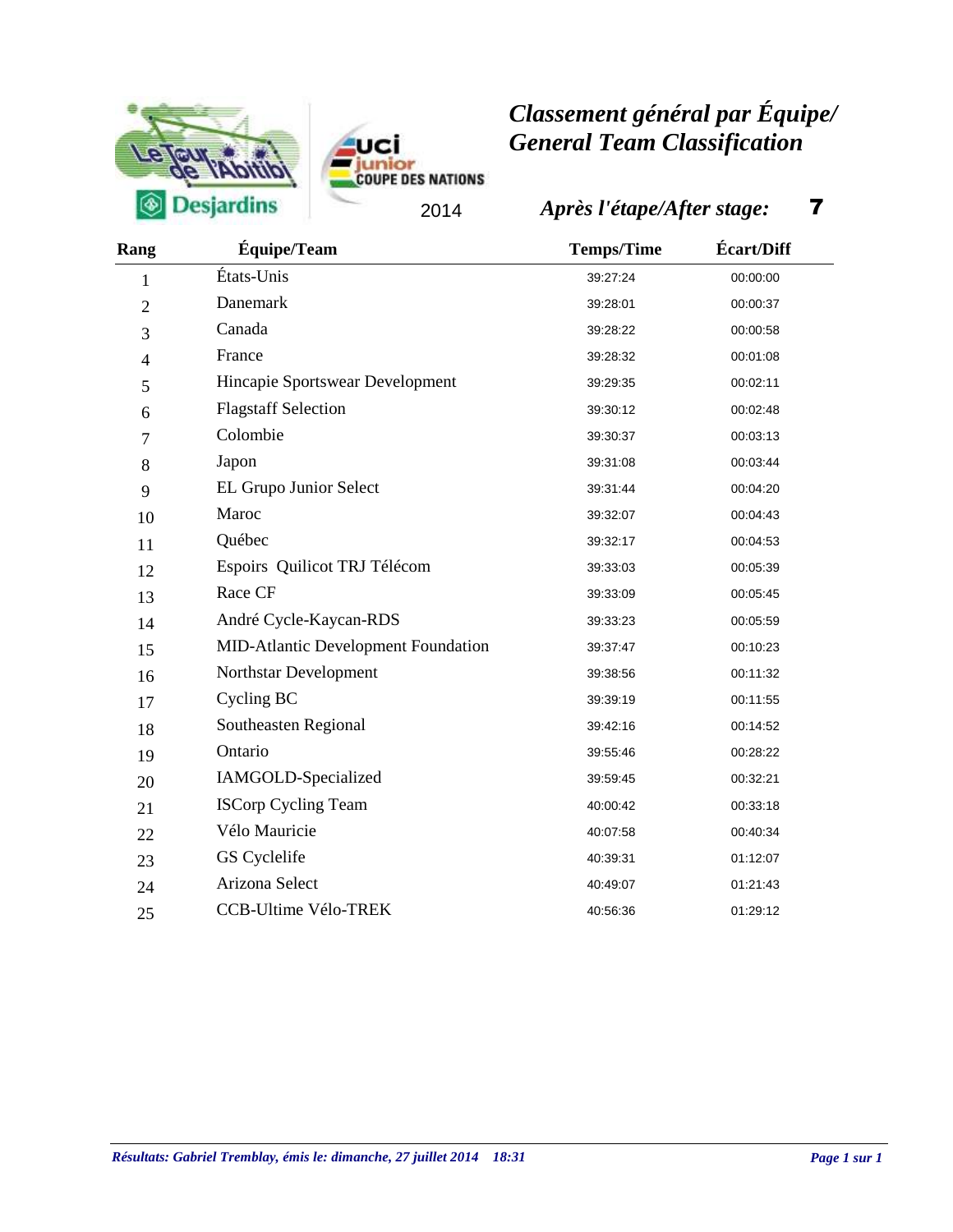Le Tour de l'Abitibi Desjardins

uci junior COUPE DES NATIONS

2014

# *Classement général par Équipe/ General Team Classification*

*Après l'étape/After stage:* **7**

| Rang | Équipe/Team | Temps/Time | Écart/Diff |
|---|---|---|---|
| 1 | États-Unis | 39:27:24 | 00:00:00 |
| 2 | Danemark | 39:28:01 | 00:00:37 |
| 3 | Canada | 39:28:22 | 00:00:58 |
| 4 | France | 39:28:32 | 00:01:08 |
| 5 | Hincapie Sportswear Development | 39:29:35 | 00:02:11 |
| 6 | Flagstaff Selection | 39:30:12 | 00:02:48 |
| 7 | Colombie | 39:30:37 | 00:03:13 |
| 8 | Japon | 39:31:08 | 00:03:44 |
| 9 | EL Grupo Junior Select | 39:31:44 | 00:04:20 |
| 10 | Maroc | 39:32:07 | 00:04:43 |
| 11 | Québec | 39:32:17 | 00:04:53 |
| 12 | Espoirs Quilicot TRJ Télécom | 39:33:03 | 00:05:39 |
| 13 | Race CF | 39:33:09 | 00:05:45 |
| 14 | André Cycle-Kaycan-RDS | 39:33:23 | 00:05:59 |
| 15 | MID-Atlantic Development Foundation | 39:37:47 | 00:10:23 |
| 16 | Northstar Development | 39:38:56 | 00:11:32 |
| 17 | Cycling BC | 39:39:19 | 00:11:55 |
| 18 | Southeasten Regional | 39:42:16 | 00:14:52 |
| 19 | Ontario | 39:55:46 | 00:28:22 |
| 20 | IAMGOLD-Specialized | 39:59:45 | 00:32:21 |
| 21 | ISCorp Cycling Team | 40:00:42 | 00:33:18 |
| 22 | Vélo Mauricie | 40:07:58 | 00:40:34 |
| 23 | GS Cyclelife | 40:39:31 | 01:12:07 |
| 24 | Arizona Select | 40:49:07 | 01:21:43 |
| 25 | CCB-Ultime Vélo-TREK | 40:56:36 | 01:29:12 |

*Résultats: Gabriel Tremblay, émis le: dimanche, 27 juillet 2014 18:31*